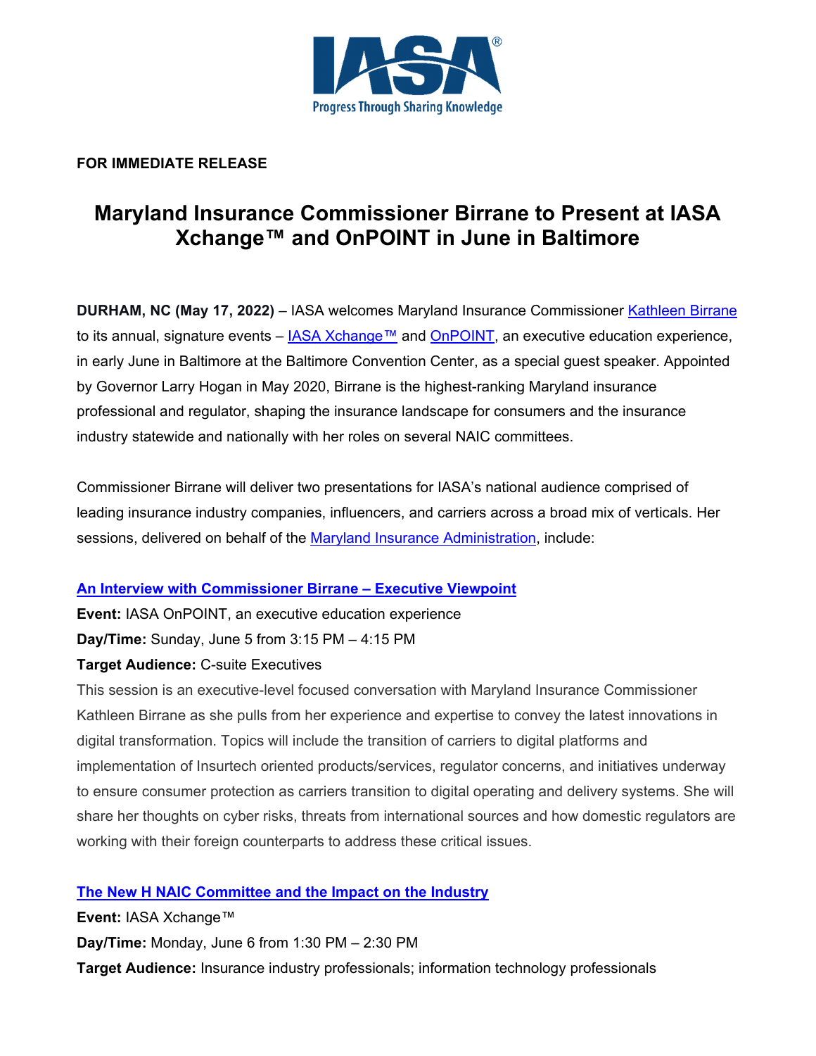**FOR IMMEDIATE RELEASE**

# Maryland Insurance Commissioner Birrane to Present at IASA Xchange™ and OnPOINT in June in Baltimore

**DURHAM, NC (May 17, 2022)** – IASA welcomes Maryland Insurance Commissioner Kathleen Birrane to its annual, signature events – IASA Xchange™ and OnPOINT, an executive education experience, in early June in Baltimore at the Baltimore Convention Center, as a special guest speaker. Appointed by Governor Larry Hogan in May 2020, Birrane is the highest-ranking Maryland insurance professional and regulator, shaping the insurance landscape for consumers and the insurance industry statewide and nationally with her roles on several NAIC committees.

Commissioner Birrane will deliver two presentations for IASA's national audience comprised of leading insurance industry companies, influencers, and carriers across a broad mix of verticals. Her sessions, delivered on behalf of the Maryland Insurance Administration, include:

**An Interview with Commissioner Birrane – Executive Viewpoint**

**Event:** IASA OnPOINT, an executive education experience

**Day/Time:** Sunday, June 5 from 3:15 PM – 4:15 PM

**Target Audience:** C-suite Executives

This session is an executive-level focused conversation with Maryland Insurance Commissioner Kathleen Birrane as she pulls from her experience and expertise to convey the latest innovations in digital transformation. Topics will include the transition of carriers to digital platforms and implementation of Insurtech oriented products/services, regulator concerns, and initiatives underway to ensure consumer protection as carriers transition to digital operating and delivery systems. She will share her thoughts on cyber risks, threats from international sources and how domestic regulators are working with their foreign counterparts to address these critical issues.

**The New H NAIC Committee and the Impact on the Industry**

**Event:** IASA Xchange™

**Day/Time:** Monday, June 6 from 1:30 PM – 2:30 PM

**Target Audience:** Insurance industry professionals; information technology professionals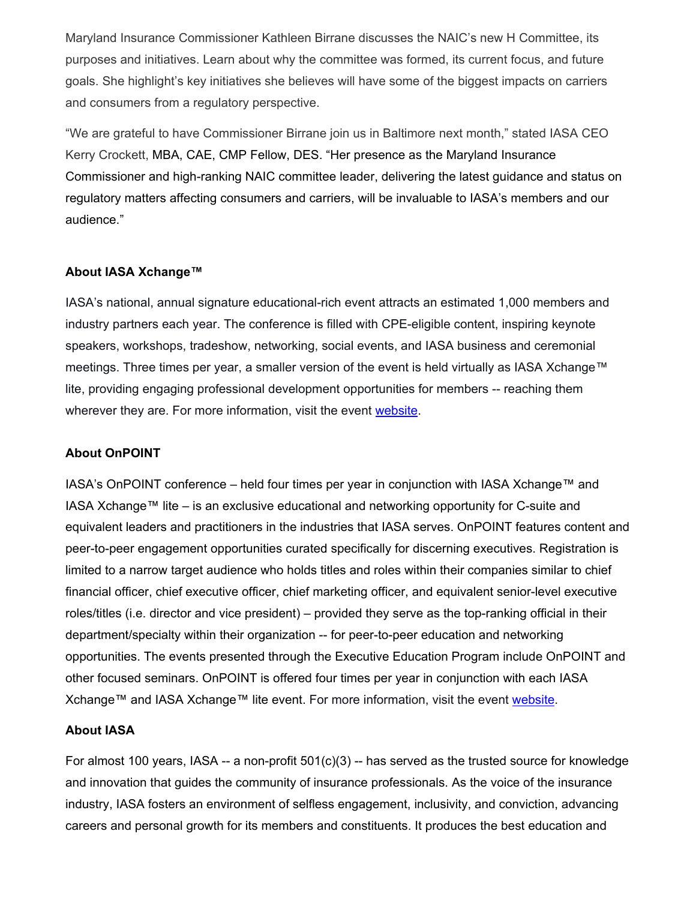Maryland Insurance Commissioner Kathleen Birrane discusses the NAIC's new H Committee, its purposes and initiatives. Learn about why the committee was formed, its current focus, and future goals. She highlight's key initiatives she believes will have some of the biggest impacts on carriers and consumers from a regulatory perspective.

"We are grateful to have Commissioner Birrane join us in Baltimore next month," stated IASA CEO Kerry Crockett, MBA, CAE, CMP Fellow, DES. "Her presence as the Maryland Insurance Commissioner and high-ranking NAIC committee leader, delivering the latest guidance and status on regulatory matters affecting consumers and carriers, will be invaluable to IASA's members and our audience."

**About IASA Xchange™**

IASA's national, annual signature educational-rich event attracts an estimated 1,000 members and industry partners each year. The conference is filled with CPE-eligible content, inspiring keynote speakers, workshops, tradeshow, networking, social events, and IASA business and ceremonial meetings. Three times per year, a smaller version of the event is held virtually as IASA Xchange™ lite, providing engaging professional development opportunities for members -- reaching them wherever they are. For more information, visit the event [website](#).

**About OnPOINT**

IASA's OnPOINT conference – held four times per year in conjunction with IASA Xchange™ and IASA Xchange™ lite – is an exclusive educational and networking opportunity for C-suite and equivalent leaders and practitioners in the industries that IASA serves. OnPOINT features content and peer-to-peer engagement opportunities curated specifically for discerning executives. Registration is limited to a narrow target audience who holds titles and roles within their companies similar to chief financial officer, chief executive officer, chief marketing officer, and equivalent senior-level executive roles/titles (i.e. director and vice president) – provided they serve as the top-ranking official in their department/specialty within their organization -- for peer-to-peer education and networking opportunities. The events presented through the Executive Education Program include OnPOINT and other focused seminars. OnPOINT is offered four times per year in conjunction with each IASA Xchange™ and IASA Xchange™ lite event. For more information, visit the event [website](#).

**About IASA**

For almost 100 years, IASA -- a non-profit 501(c)(3) -- has served as the trusted source for knowledge and innovation that guides the community of insurance professionals. As the voice of the insurance industry, IASA fosters an environment of selfless engagement, inclusivity, and conviction, advancing careers and personal growth for its members and constituents. It produces the best education and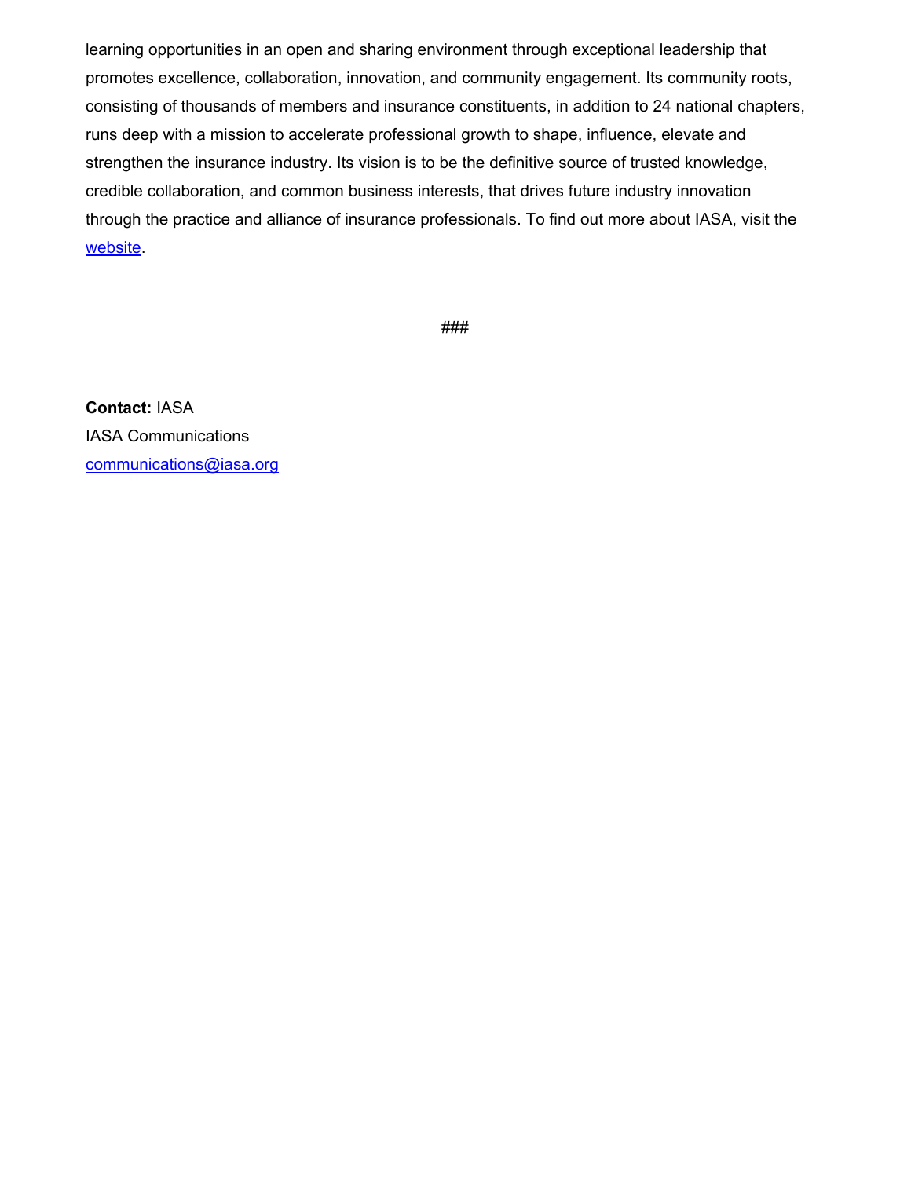learning opportunities in an open and sharing environment through exceptional leadership that promotes excellence, collaboration, innovation, and community engagement. Its community roots, consisting of thousands of members and insurance constituents, in addition to 24 national chapters, runs deep with a mission to accelerate professional growth to shape, influence, elevate and strengthen the insurance industry. Its vision is to be the definitive source of trusted knowledge, credible collaboration, and common business interests, that drives future industry innovation through the practice and alliance of insurance professionals. To find out more about IASA, visit the [website](#).

###

**Contact:** IASA
IASA Communications
[communications@iasa.org](mailto:communications@iasa.org)